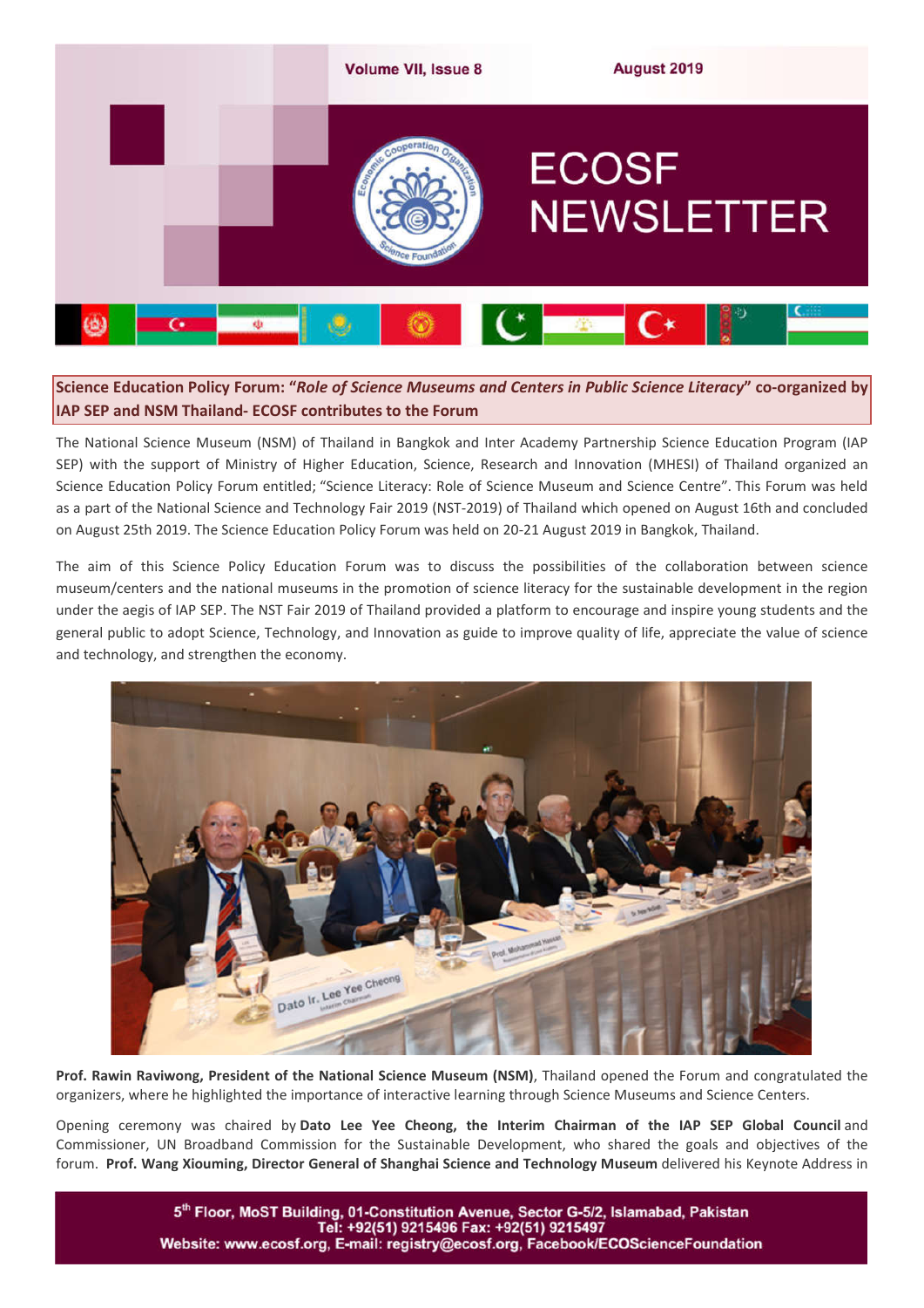# ECOSF NEWSLETTER

Volume VII, Issue 8 — August 2019

## Science Education Policy Forum: "*Role of Science Museums and Centers in Public Science Literacy*" co-organized by IAP SEP and NSM Thailand- ECOSF contributes to the Forum

The National Science Museum (NSM) of Thailand in Bangkok and Inter Academy Partnership Science Education Program (IAP SEP) with the support of Ministry of Higher Education, Science, Research and Innovation (MHESI) of Thailand organized an Science Education Policy Forum entitled; "Science Literacy: Role of Science Museum and Science Centre". This Forum was held as a part of the National Science and Technology Fair 2019 (NST-2019) of Thailand which opened on August 16th and concluded on August 25th 2019. The Science Education Policy Forum was held on 20-21 August 2019 in Bangkok, Thailand.

The aim of this Science Policy Education Forum was to discuss the possibilities of the collaboration between science museum/centers and the national museums in the promotion of science literacy for the sustainable development in the region under the aegis of IAP SEP. The NST Fair 2019 of Thailand provided a platform to encourage and inspire young students and the general public to adopt Science, Technology, and Innovation as guide to improve quality of life, appreciate the value of science and technology, and strengthen the economy.

**Prof. Rawin Raviwong, President of the National Science Museum (NSM)**, Thailand opened the Forum and congratulated the organizers, where he highlighted the importance of interactive learning through Science Museums and Science Centers.

Opening ceremony was chaired by **Dato Lee Yee Cheong, the Interim Chairman of the IAP SEP Global Council** and Commissioner, UN Broadband Commission for the Sustainable Development, who shared the goals and objectives of the forum. **Prof. Wang Xiouming, Director General of Shanghai Science and Technology Museum** delivered his Keynote Address in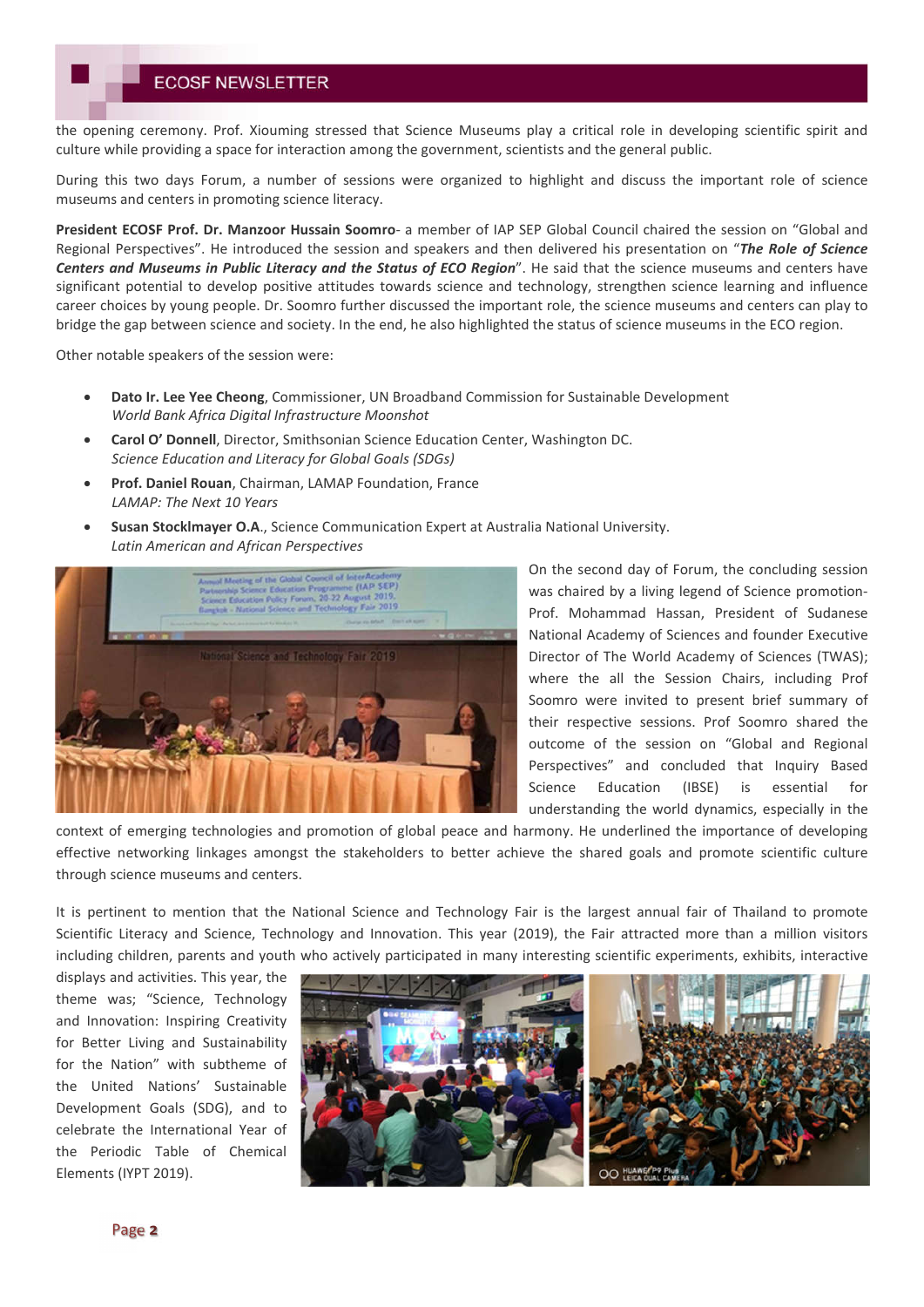the opening ceremony. Prof. Xiouming stressed that Science Museums play a critical role in developing scientific spirit and culture while providing a space for interaction among the government, scientists and the general public.

During this two days Forum, a number of sessions were organized to highlight and discuss the important role of science museums and centers in promoting science literacy.

**President ECOSF Prof. Dr. Manzoor Hussain Soomro**- a member of IAP SEP Global Council chaired the session on "Global and Regional Perspectives". He introduced the session and speakers and then delivered his presentation on "***The Role of Science Centers and Museums in Public Literacy and the Status of ECO Region***". He said that the science museums and centers have significant potential to develop positive attitudes towards science and technology, strengthen science learning and influence career choices by young people. Dr. Soomro further discussed the important role, the science museums and centers can play to bridge the gap between science and society. In the end, he also highlighted the status of science museums in the ECO region.

Other notable speakers of the session were:

- **Dato Ir. Lee Yee Cheong**, Commissioner, UN Broadband Commission for Sustainable Development
  *World Bank Africa Digital Infrastructure Moonshot*
- **Carol O' Donnell**, Director, Smithsonian Science Education Center, Washington DC.
  *Science Education and Literacy for Global Goals (SDGs)*
- **Prof. Daniel Rouan**, Chairman, LAMAP Foundation, France
  *LAMAP: The Next 10 Years*
- **Susan Stocklmayer O.A.**, Science Communication Expert at Australia National University.
  *Latin American and African Perspectives*

On the second day of Forum, the concluding session was chaired by a living legend of Science promotion- Prof. Mohammad Hassan, President of Sudanese National Academy of Sciences and founder Executive Director of The World Academy of Sciences (TWAS); where the all the Session Chairs, including Prof Soomro were invited to present brief summary of their respective sessions. Prof Soomro shared the outcome of the session on "Global and Regional Perspectives" and concluded that Inquiry Based Science Education (IBSE) is essential for understanding the world dynamics, especially in the context of emerging technologies and promotion of global peace and harmony. He underlined the importance of developing effective networking linkages amongst the stakeholders to better achieve the shared goals and promote scientific culture through science museums and centers.

It is pertinent to mention that the National Science and Technology Fair is the largest annual fair of Thailand to promote Scientific Literacy and Science, Technology and Innovation. This year (2019), the Fair attracted more than a million visitors including children, parents and youth who actively participated in many interesting scientific experiments, exhibits, interactive displays and activities. This year, the theme was; "Science, Technology and Innovation: Inspiring Creativity for Better Living and Sustainability for the Nation" with subtheme of the United Nations' Sustainable Development Goals (SDG), and to celebrate the International Year of the Periodic Table of Chemical Elements (IYPT 2019).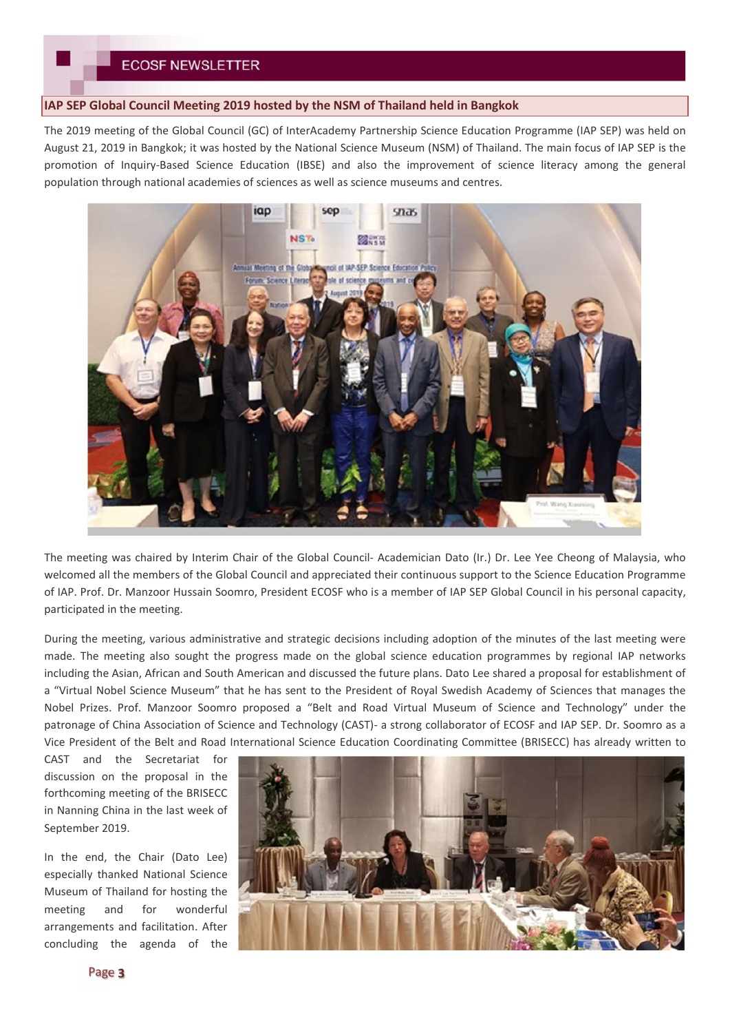## IAP SEP Global Council Meeting 2019 hosted by the NSM of Thailand held in Bangkok

The 2019 meeting of the Global Council (GC) of InterAcademy Partnership Science Education Programme (IAP SEP) was held on August 21, 2019 in Bangkok; it was hosted by the National Science Museum (NSM) of Thailand. The main focus of IAP SEP is the promotion of Inquiry-Based Science Education (IBSE) and also the improvement of science literacy among the general population through national academies of sciences as well as science museums and centres.

The meeting was chaired by Interim Chair of the Global Council- Academician Dato (Ir.) Dr. Lee Yee Cheong of Malaysia, who welcomed all the members of the Global Council and appreciated their continuous support to the Science Education Programme of IAP. Prof. Dr. Manzoor Hussain Soomro, President ECOSF who is a member of IAP SEP Global Council in his personal capacity, participated in the meeting.

During the meeting, various administrative and strategic decisions including adoption of the minutes of the last meeting were made. The meeting also sought the progress made on the global science education programmes by regional IAP networks including the Asian, African and South American and discussed the future plans. Dato Lee shared a proposal for establishment of a "Virtual Nobel Science Museum" that he has sent to the President of Royal Swedish Academy of Sciences that manages the Nobel Prizes. Prof. Manzoor Soomro proposed a "Belt and Road Virtual Museum of Science and Technology" under the patronage of China Association of Science and Technology (CAST)- a strong collaborator of ECOSF and IAP SEP. Dr. Soomro as a Vice President of the Belt and Road International Science Education Coordinating Committee (BRISECC) has already written to CAST and the Secretariat for discussion on the proposal in the forthcoming meeting of the BRISECC in Nanning China in the last week of September 2019.

In the end, the Chair (Dato Lee) especially thanked National Science Museum of Thailand for hosting the meeting and for wonderful arrangements and facilitation. After concluding the agenda of the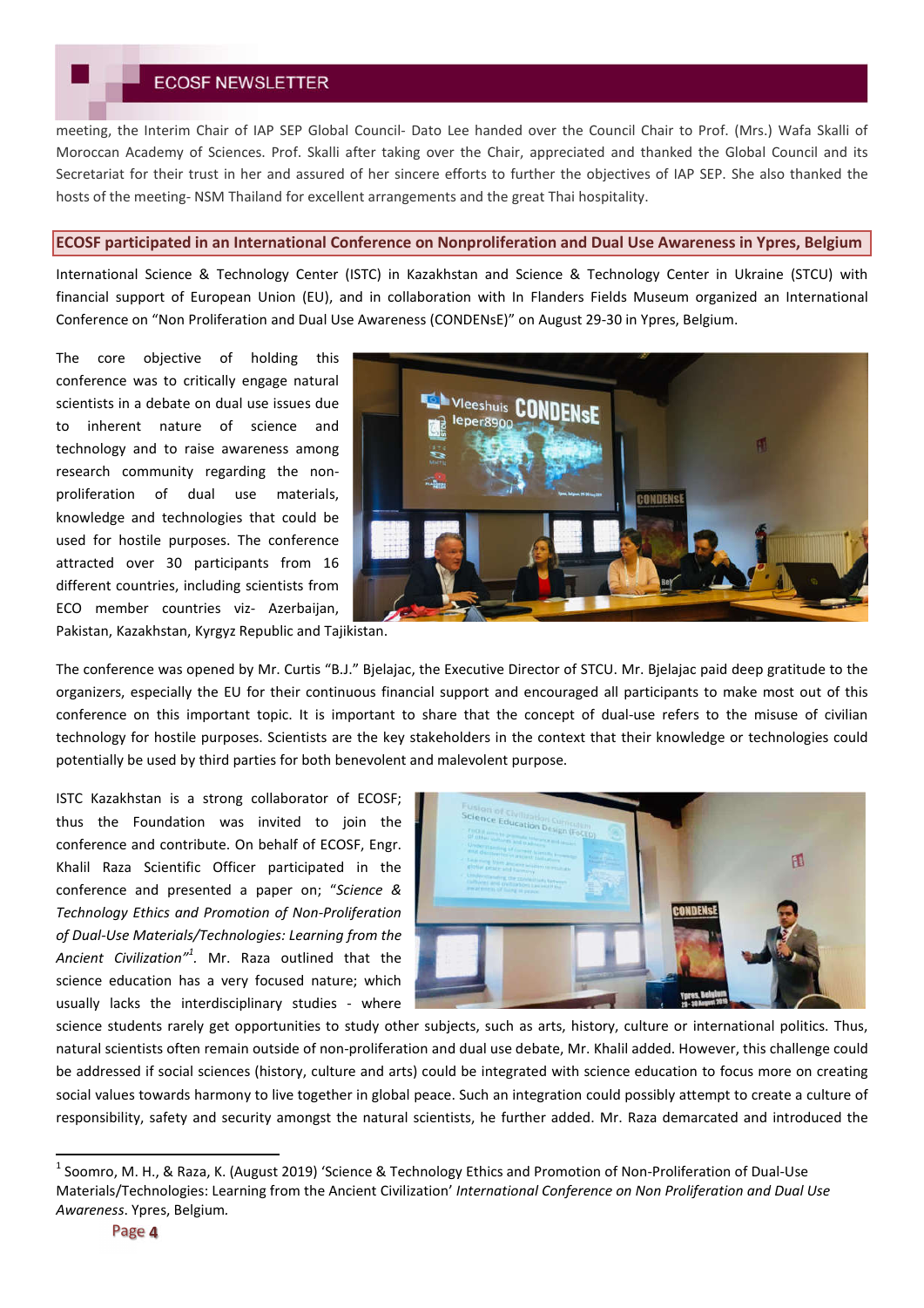meeting, the Interim Chair of IAP SEP Global Council- Dato Lee handed over the Council Chair to Prof. (Mrs.) Wafa Skalli of Moroccan Academy of Sciences. Prof. Skalli after taking over the Chair, appreciated and thanked the Global Council and its Secretariat for their trust in her and assured of her sincere efforts to further the objectives of IAP SEP. She also thanked the hosts of the meeting- NSM Thailand for excellent arrangements and the great Thai hospitality.

## ECOSF participated in an International Conference on Nonproliferation and Dual Use Awareness in Ypres, Belgium

International Science & Technology Center (ISTC) in Kazakhstan and Science & Technology Center in Ukraine (STCU) with financial support of European Union (EU), and in collaboration with In Flanders Fields Museum organized an International Conference on "Non Proliferation and Dual Use Awareness (CONDENsE)" on August 29-30 in Ypres, Belgium.

The core objective of holding this conference was to critically engage natural scientists in a debate on dual use issues due to inherent nature of science and technology and to raise awareness among research community regarding the non-proliferation of dual use materials, knowledge and technologies that could be used for hostile purposes. The conference attracted over 30 participants from 16 different countries, including scientists from ECO member countries viz- Azerbaijan, Pakistan, Kazakhstan, Kyrgyz Republic and Tajikistan.

The conference was opened by Mr. Curtis "B.J." Bjelajac, the Executive Director of STCU. Mr. Bjelajac paid deep gratitude to the organizers, especially the EU for their continuous financial support and encouraged all participants to make most out of this conference on this important topic. It is important to share that the concept of dual-use refers to the misuse of civilian technology for hostile purposes. Scientists are the key stakeholders in the context that their knowledge or technologies could potentially be used by third parties for both benevolent and malevolent purpose.

ISTC Kazakhstan is a strong collaborator of ECOSF; thus the Foundation was invited to join the conference and contribute. On behalf of ECOSF, Engr. Khalil Raza Scientific Officer participated in the conference and presented a paper on; "*Science & Technology Ethics and Promotion of Non-Proliferation of Dual-Use Materials/Technologies: Learning from the Ancient Civilization*"[1]. Mr. Raza outlined that the science education has a very focused nature; which usually lacks the interdisciplinary studies - where science students rarely get opportunities to study other subjects, such as arts, history, culture or international politics. Thus, natural scientists often remain outside of non-proliferation and dual use debate, Mr. Khalil added. However, this challenge could be addressed if social sciences (history, culture and arts) could be integrated with science education to focus more on creating social values towards harmony to live together in global peace. Such an integration could possibly attempt to create a culture of responsibility, safety and security amongst the natural scientists, he further added. Mr. Raza demarcated and introduced the

---

[1] Soomro, M. H., & Raza, K. (August 2019) 'Science & Technology Ethics and Promotion of Non-Proliferation of Dual-Use Materials/Technologies: Learning from the Ancient Civilization' *International Conference on Non Proliferation and Dual Use Awareness*. Ypres, Belgium.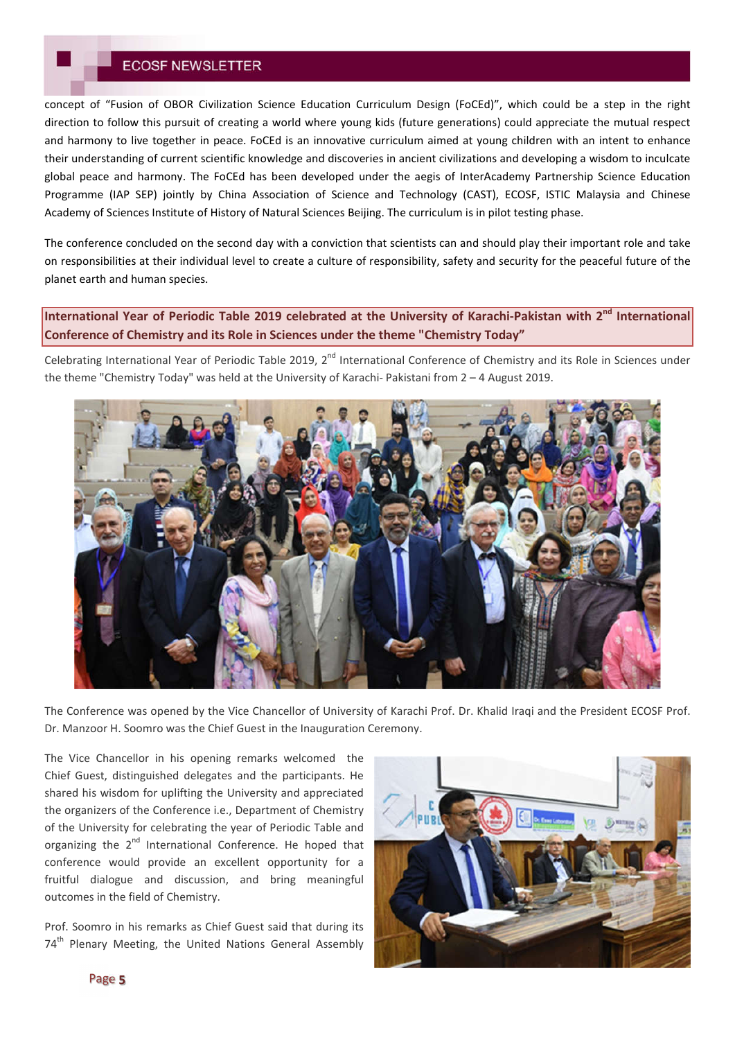concept of "Fusion of OBOR Civilization Science Education Curriculum Design (FoCEd)", which could be a step in the right direction to follow this pursuit of creating a world where young kids (future generations) could appreciate the mutual respect and harmony to live together in peace. FoCEd is an innovative curriculum aimed at young children with an intent to enhance their understanding of current scientific knowledge and discoveries in ancient civilizations and developing a wisdom to inculcate global peace and harmony. The FoCEd has been developed under the aegis of InterAcademy Partnership Science Education Programme (IAP SEP) jointly by China Association of Science and Technology (CAST), ECOSF, ISTIC Malaysia and Chinese Academy of Sciences Institute of History of Natural Sciences Beijing. The curriculum is in pilot testing phase.

The conference concluded on the second day with a conviction that scientists can and should play their important role and take on responsibilities at their individual level to create a culture of responsibility, safety and security for the peaceful future of the planet earth and human species.

## International Year of Periodic Table 2019 celebrated at the University of Karachi-Pakistan with 2nd International Conference of Chemistry and its Role in Sciences under the theme "Chemistry Today"

Celebrating International Year of Periodic Table 2019, 2nd International Conference of Chemistry and its Role in Sciences under the theme "Chemistry Today" was held at the University of Karachi- Pakistani from 2 – 4 August 2019.

The Conference was opened by the Vice Chancellor of University of Karachi Prof. Dr. Khalid Iraqi and the President ECOSF Prof. Dr. Manzoor H. Soomro was the Chief Guest in the Inauguration Ceremony.

The Vice Chancellor in his opening remarks welcomed the Chief Guest, distinguished delegates and the participants. He shared his wisdom for uplifting the University and appreciated the organizers of the Conference i.e., Department of Chemistry of the University for celebrating the year of Periodic Table and organizing the 2nd International Conference. He hoped that conference would provide an excellent opportunity for a fruitful dialogue and discussion, and bring meaningful outcomes in the field of Chemistry.

Prof. Soomro in his remarks as Chief Guest said that during its 74th Plenary Meeting, the United Nations General Assembly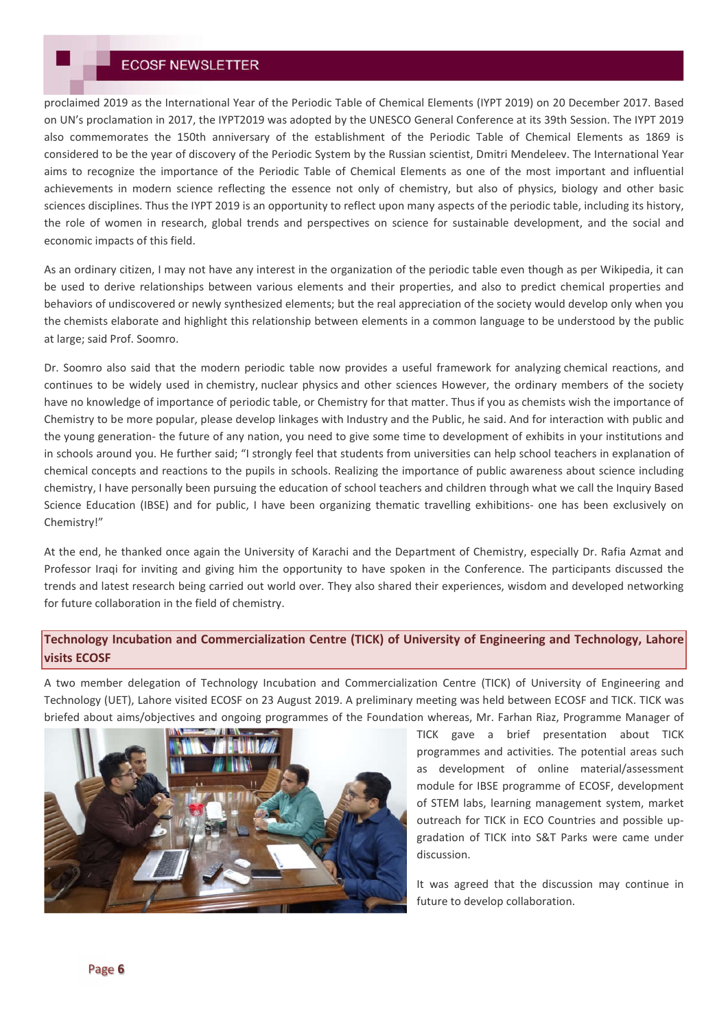proclaimed 2019 as the International Year of the Periodic Table of Chemical Elements (IYPT 2019) on 20 December 2017. Based on UN's proclamation in 2017, the IYPT2019 was adopted by the UNESCO General Conference at its 39th Session. The IYPT 2019 also commemorates the 150th anniversary of the establishment of the Periodic Table of Chemical Elements as 1869 is considered to be the year of discovery of the Periodic System by the Russian scientist, Dmitri Mendeleev. The International Year aims to recognize the importance of the Periodic Table of Chemical Elements as one of the most important and influential achievements in modern science reflecting the essence not only of chemistry, but also of physics, biology and other basic sciences disciplines. Thus the IYPT 2019 is an opportunity to reflect upon many aspects of the periodic table, including its history, the role of women in research, global trends and perspectives on science for sustainable development, and the social and economic impacts of this field.

As an ordinary citizen, I may not have any interest in the organization of the periodic table even though as per Wikipedia, it can be used to derive relationships between various elements and their properties, and also to predict chemical properties and behaviors of undiscovered or newly synthesized elements; but the real appreciation of the society would develop only when you the chemists elaborate and highlight this relationship between elements in a common language to be understood by the public at large; said Prof. Soomro.

Dr. Soomro also said that the modern periodic table now provides a useful framework for analyzing chemical reactions, and continues to be widely used in chemistry, nuclear physics and other sciences However, the ordinary members of the society have no knowledge of importance of periodic table, or Chemistry for that matter. Thus if you as chemists wish the importance of Chemistry to be more popular, please develop linkages with Industry and the Public, he said. And for interaction with public and the young generation- the future of any nation, you need to give some time to development of exhibits in your institutions and in schools around you. He further said; "I strongly feel that students from universities can help school teachers in explanation of chemical concepts and reactions to the pupils in schools. Realizing the importance of public awareness about science including chemistry, I have personally been pursuing the education of school teachers and children through what we call the Inquiry Based Science Education (IBSE) and for public, I have been organizing thematic travelling exhibitions- one has been exclusively on Chemistry!"

At the end, he thanked once again the University of Karachi and the Department of Chemistry, especially Dr. Rafia Azmat and Professor Iraqi for inviting and giving him the opportunity to have spoken in the Conference. The participants discussed the trends and latest research being carried out world over. They also shared their experiences, wisdom and developed networking for future collaboration in the field of chemistry.

## Technology Incubation and Commercialization Centre (TICK) of University of Engineering and Technology, Lahore visits ECOSF

A two member delegation of Technology Incubation and Commercialization Centre (TICK) of University of Engineering and Technology (UET), Lahore visited ECOSF on 23 August 2019. A preliminary meeting was held between ECOSF and TICK. TICK was briefed about aims/objectives and ongoing programmes of the Foundation whereas, Mr. Farhan Riaz, Programme Manager of TICK gave a brief presentation about TICK programmes and activities. The potential areas such as development of online material/assessment module for IBSE programme of ECOSF, development of STEM labs, learning management system, market outreach for TICK in ECO Countries and possible up-gradation of TICK into S&T Parks were came under discussion.

It was agreed that the discussion may continue in future to develop collaboration.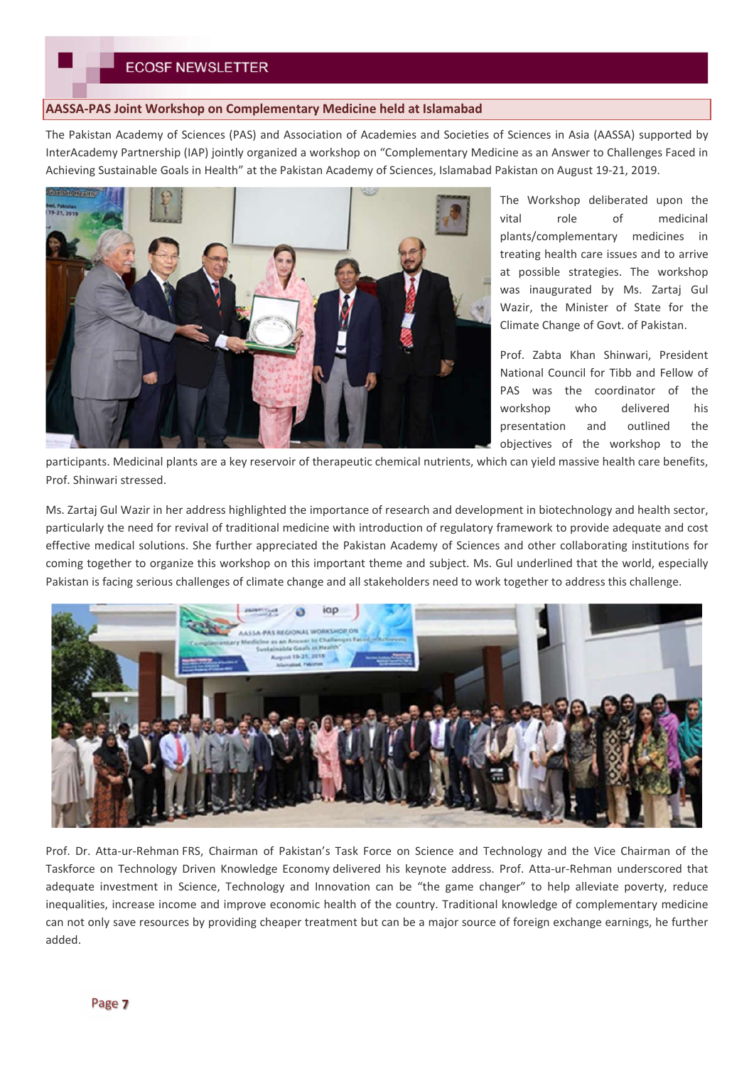## AASSA-PAS Joint Workshop on Complementary Medicine held at Islamabad

The Pakistan Academy of Sciences (PAS) and Association of Academies and Societies of Sciences in Asia (AASSA) supported by InterAcademy Partnership (IAP) jointly organized a workshop on "Complementary Medicine as an Answer to Challenges Faced in Achieving Sustainable Goals in Health" at the Pakistan Academy of Sciences, Islamabad Pakistan on August 19-21, 2019.

The Workshop deliberated upon the vital role of medicinal plants/complementary medicines in treating health care issues and to arrive at possible strategies. The workshop was inaugurated by Ms. Zartaj Gul Wazir, the Minister of State for the Climate Change of Govt. of Pakistan.

Prof. Zabta Khan Shinwari, President National Council for Tibb and Fellow of PAS was the coordinator of the workshop who delivered his presentation and outlined the objectives of the workshop to the participants. Medicinal plants are a key reservoir of therapeutic chemical nutrients, which can yield massive health care benefits, Prof. Shinwari stressed.

Ms. Zartaj Gul Wazir in her address highlighted the importance of research and development in biotechnology and health sector, particularly the need for revival of traditional medicine with introduction of regulatory framework to provide adequate and cost effective medical solutions. She further appreciated the Pakistan Academy of Sciences and other collaborating institutions for coming together to organize this workshop on this important theme and subject. Ms. Gul underlined that the world, especially Pakistan is facing serious challenges of climate change and all stakeholders need to work together to address this challenge.

Prof. Dr. Atta-ur-Rehman FRS, Chairman of Pakistan's Task Force on Science and Technology and the Vice Chairman of the Taskforce on Technology Driven Knowledge Economy delivered his keynote address. Prof. Atta-ur-Rehman underscored that adequate investment in Science, Technology and Innovation can be "the game changer" to help alleviate poverty, reduce inequalities, increase income and improve economic health of the country. Traditional knowledge of complementary medicine can not only save resources by providing cheaper treatment but can be a major source of foreign exchange earnings, he further added.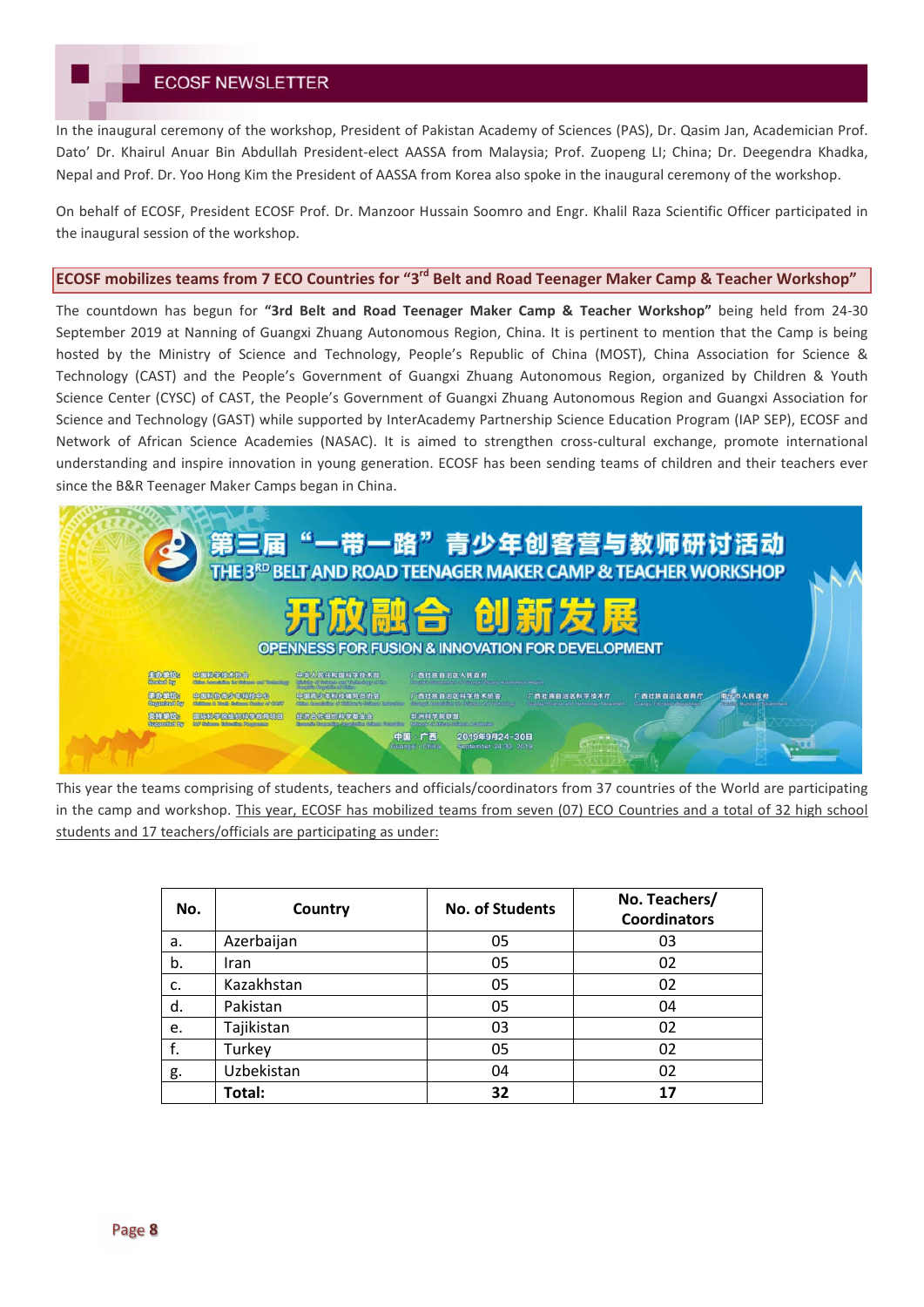In the inaugural ceremony of the workshop, President of Pakistan Academy of Sciences (PAS), Dr. Qasim Jan, Academician Prof. Dato' Dr. Khairul Anuar Bin Abdullah President-elect AASSA from Malaysia; Prof. Zuopeng LI; China; Dr. Deegendra Khadka, Nepal and Prof. Dr. Yoo Hong Kim the President of AASSA from Korea also spoke in the inaugural ceremony of the workshop.

On behalf of ECOSF, President ECOSF Prof. Dr. Manzoor Hussain Soomro and Engr. Khalil Raza Scientific Officer participated in the inaugural session of the workshop.

## ECOSF mobilizes teams from 7 ECO Countries for "3rd Belt and Road Teenager Maker Camp & Teacher Workshop"

The countdown has begun for **"3rd Belt and Road Teenager Maker Camp & Teacher Workshop"** being held from 24-30 September 2019 at Nanning of Guangxi Zhuang Autonomous Region, China. It is pertinent to mention that the Camp is being hosted by the Ministry of Science and Technology, People's Republic of China (MOST), China Association for Science & Technology (CAST) and the People's Government of Guangxi Zhuang Autonomous Region, organized by Children & Youth Science Center (CYSC) of CAST, the People's Government of Guangxi Zhuang Autonomous Region and Guangxi Association for Science and Technology (GAST) while supported by InterAcademy Partnership Science Education Program (IAP SEP), ECOSF and Network of African Science Academies (NASAC). It is aimed to strengthen cross-cultural exchange, promote international understanding and inspire innovation in young generation. ECOSF has been sending teams of children and their teachers ever since the B&R Teenager Maker Camps began in China.

This year the teams comprising of students, teachers and officials/coordinators from 37 countries of the World are participating in the camp and workshop. This year, ECOSF has mobilized teams from seven (07) ECO Countries and a total of 32 high school students and 17 teachers/officials are participating as under:

| No. | Country | No. of Students | No. Teachers/ Coordinators |
|---|---|---|---|
| a. | Azerbaijan | 05 | 03 |
| b. | Iran | 05 | 02 |
| c. | Kazakhstan | 05 | 02 |
| d. | Pakistan | 05 | 04 |
| e. | Tajikistan | 03 | 02 |
| f. | Turkey | 05 | 02 |
| g. | Uzbekistan | 04 | 02 |
| | **Total:** | **32** | **17** |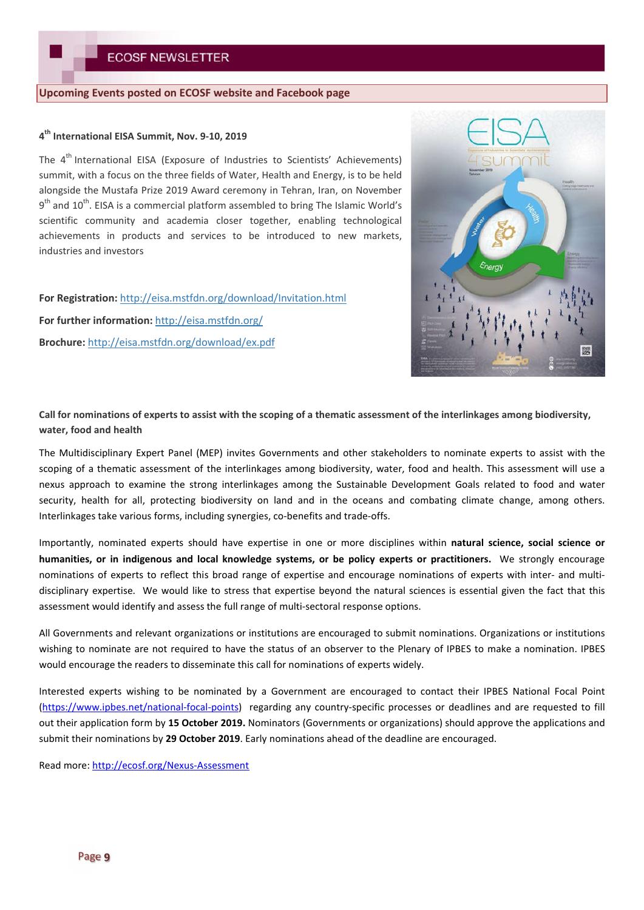## Upcoming Events posted on ECOSF website and Facebook page

### 4th International EISA Summit, Nov. 9-10, 2019

The 4th International EISA (Exposure of Industries to Scientists' Achievements) summit, with a focus on the three fields of Water, Health and Energy, is to be held alongside the Mustafa Prize 2019 Award ceremony in Tehran, Iran, on November 9th and 10th. EISA is a commercial platform assembled to bring The Islamic World's scientific community and academia closer together, enabling technological achievements in products and services to be introduced to new markets, industries and investors

**For Registration:** http://eisa.mstfdn.org/download/Invitation.html

**For further information:** http://eisa.mstfdn.org/

**Brochure:** http://eisa.mstfdn.org/download/ex.pdf

### Call for nominations of experts to assist with the scoping of a thematic assessment of the interlinkages among biodiversity, water, food and health

The Multidisciplinary Expert Panel (MEP) invites Governments and other stakeholders to nominate experts to assist with the scoping of a thematic assessment of the interlinkages among biodiversity, water, food and health. This assessment will use a nexus approach to examine the strong interlinkages among the Sustainable Development Goals related to food and water security, health for all, protecting biodiversity on land and in the oceans and combating climate change, among others. Interlinkages take various forms, including synergies, co-benefits and trade-offs.

Importantly, nominated experts should have expertise in one or more disciplines within **natural science, social science or humanities, or in indigenous and local knowledge systems, or be policy experts or practitioners.** We strongly encourage nominations of experts to reflect this broad range of expertise and encourage nominations of experts with inter- and multi-disciplinary expertise. We would like to stress that expertise beyond the natural sciences is essential given the fact that this assessment would identify and assess the full range of multi-sectoral response options.

All Governments and relevant organizations or institutions are encouraged to submit nominations. Organizations or institutions wishing to nominate are not required to have the status of an observer to the Plenary of IPBES to make a nomination. IPBES would encourage the readers to disseminate this call for nominations of experts widely.

Interested experts wishing to be nominated by a Government are encouraged to contact their IPBES National Focal Point (https://www.ipbes.net/national-focal-points) regarding any country-specific processes or deadlines and are requested to fill out their application form by **15 October 2019.** Nominators (Governments or organizations) should approve the applications and submit their nominations by **29 October 2019**. Early nominations ahead of the deadline are encouraged.

Read more: http://ecosf.org/Nexus-Assessment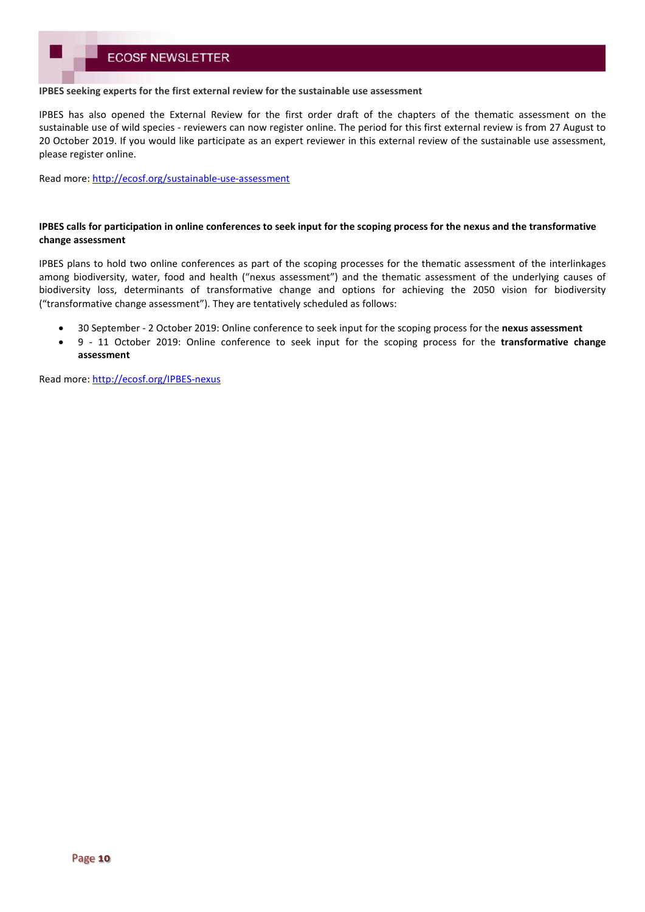**IPBES seeking experts for the first external review for the sustainable use assessment**

IPBES has also opened the External Review for the first order draft of the chapters of the thematic assessment on the sustainable use of wild species - reviewers can now register online. The period for this first external review is from 27 August to 20 October 2019. If you would like participate as an expert reviewer in this external review of the sustainable use assessment, please register online.

Read more: http://ecosf.org/sustainable-use-assessment

**IPBES calls for participation in online conferences to seek input for the scoping process for the nexus and the transformative change assessment**

IPBES plans to hold two online conferences as part of the scoping processes for the thematic assessment of the interlinkages among biodiversity, water, food and health (“nexus assessment”) and the thematic assessment of the underlying causes of biodiversity loss, determinants of transformative change and options for achieving the 2050 vision for biodiversity (“transformative change assessment”). They are tentatively scheduled as follows:

- 30 September - 2 October 2019: Online conference to seek input for the scoping process for the **nexus assessment**
- 9 - 11 October 2019: Online conference to seek input for the scoping process for the **transformative change assessment**

Read more: http://ecosf.org/IPBES-nexus